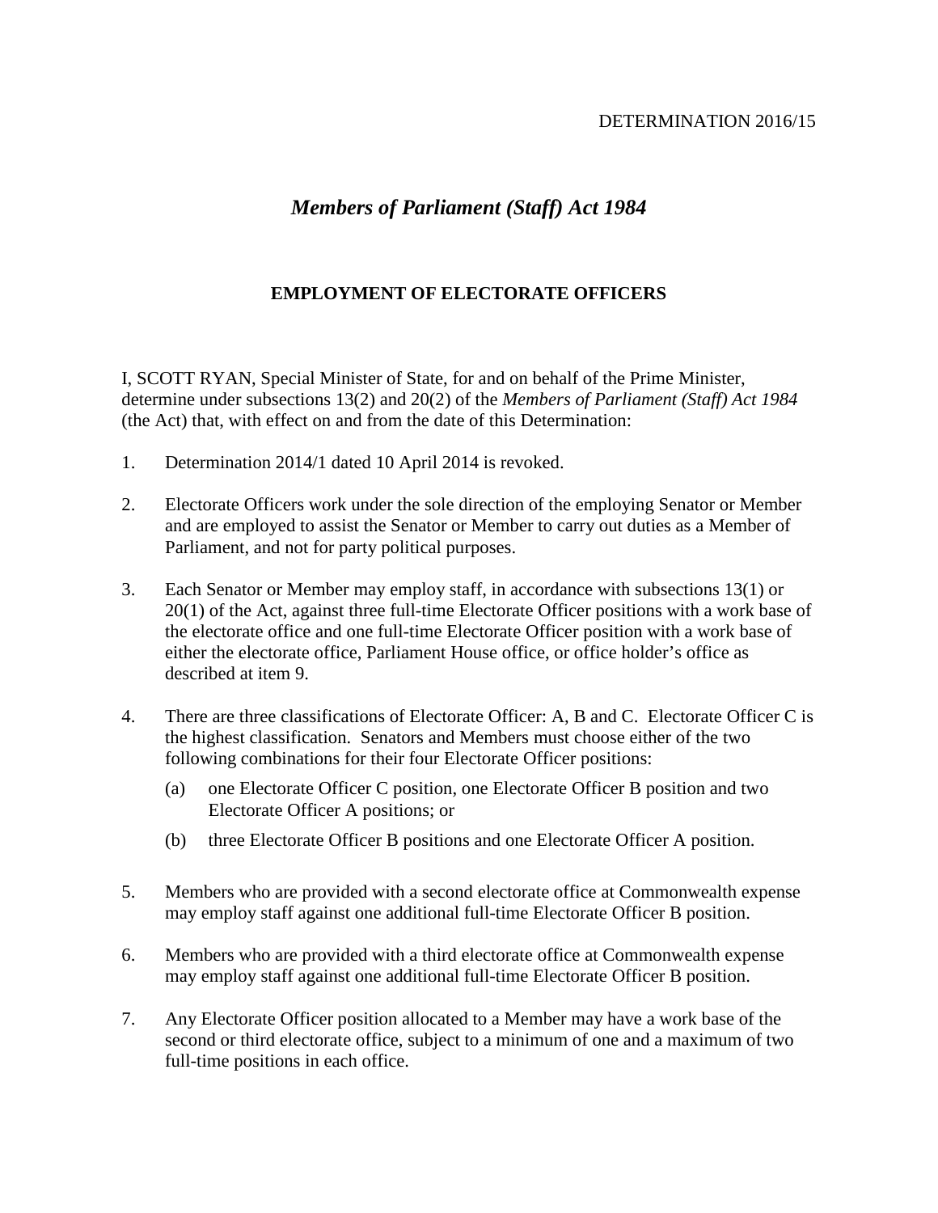DETERMINATION 2016/15

# *Members of Parliament (Staff) Act 1984*

## EMPLOYMENT OF ELECTORATE OFFICERS

I, SCOTT RYAN, Special Minister of State, for and on behalf of the Prime Minister, determine under subsections 13(2) and 20(2) of the *Members of Parliament (Staff) Act 1984* (the Act) that, with effect on and from the date of this Determination:

1. Determination 2014/1 dated 10 April 2014 is revoked.

2. Electorate Officers work under the sole direction of the employing Senator or Member and are employed to assist the Senator or Member to carry out duties as a Member of Parliament, and not for party political purposes.

3. Each Senator or Member may employ staff, in accordance with subsections 13(1) or 20(1) of the Act, against three full-time Electorate Officer positions with a work base of the electorate office and one full-time Electorate Officer position with a work base of either the electorate office, Parliament House office, or office holder's office as described at item 9.

4. There are three classifications of Electorate Officer: A, B and C. Electorate Officer C is the highest classification. Senators and Members must choose either of the two following combinations for their four Electorate Officer positions:

   (a) one Electorate Officer C position, one Electorate Officer B position and two Electorate Officer A positions; or

   (b) three Electorate Officer B positions and one Electorate Officer A position.

5. Members who are provided with a second electorate office at Commonwealth expense may employ staff against one additional full-time Electorate Officer B position.

6. Members who are provided with a third electorate office at Commonwealth expense may employ staff against one additional full-time Electorate Officer B position.

7. Any Electorate Officer position allocated to a Member may have a work base of the second or third electorate office, subject to a minimum of one and a maximum of two full-time positions in each office.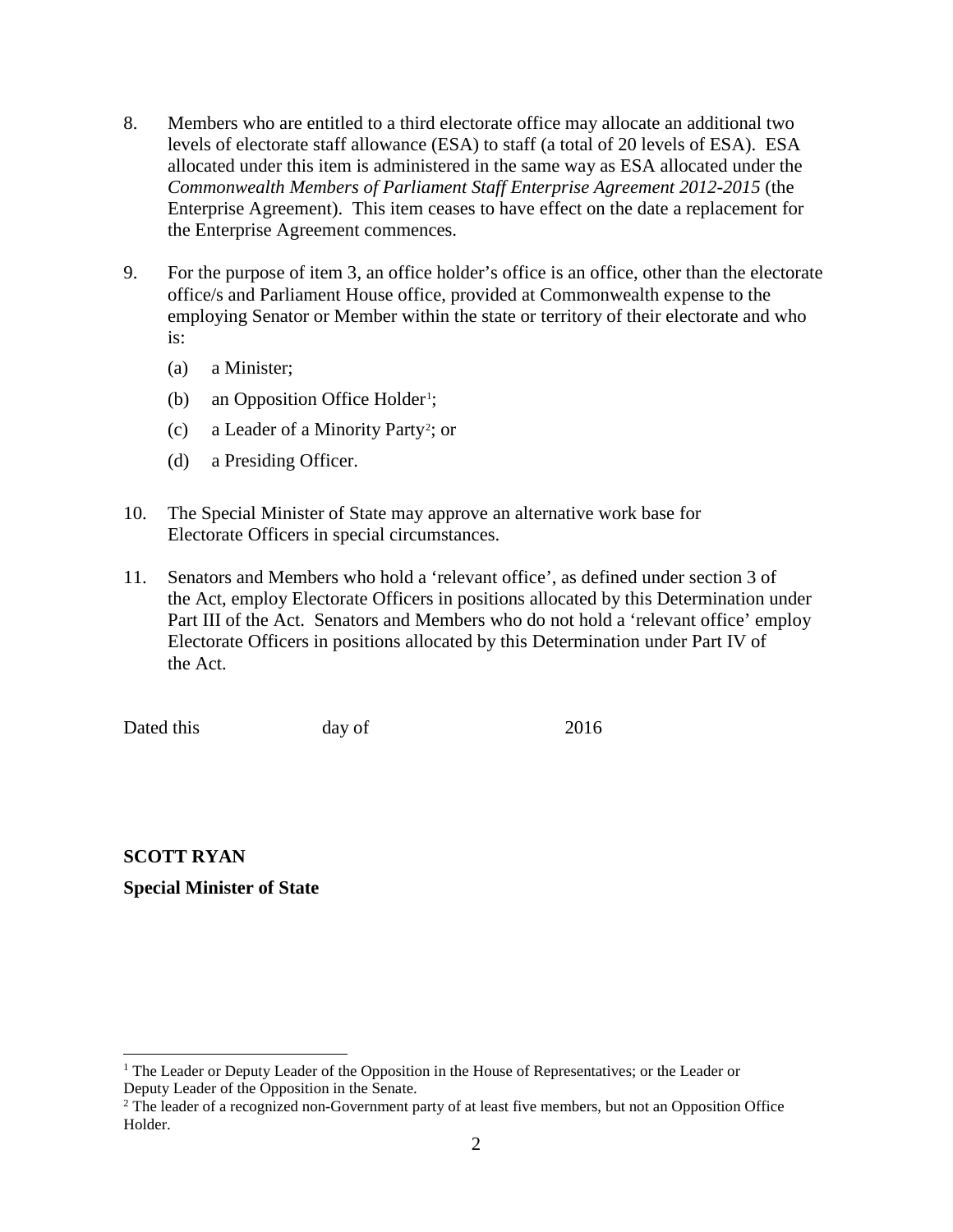8. Members who are entitled to a third electorate office may allocate an additional two levels of electorate staff allowance (ESA) to staff (a total of 20 levels of ESA). ESA allocated under this item is administered in the same way as ESA allocated under the *Commonwealth Members of Parliament Staff Enterprise Agreement 2012-2015* (the Enterprise Agreement). This item ceases to have effect on the date a replacement for the Enterprise Agreement commences.

9. For the purpose of item 3, an office holder's office is an office, other than the electorate office/s and Parliament House office, provided at Commonwealth expense to the employing Senator or Member within the state or territory of their electorate and who is:

   (a) a Minister;

   (b) an Opposition Office Holder[1];

   (c) a Leader of a Minority Party[2]; or

   (d) a Presiding Officer.

10. The Special Minister of State may approve an alternative work base for Electorate Officers in special circumstances.

11. Senators and Members who hold a 'relevant office', as defined under section 3 of the Act, employ Electorate Officers in positions allocated by this Determination under Part III of the Act. Senators and Members who do not hold a 'relevant office' employ Electorate Officers in positions allocated by this Determination under Part IV of the Act.

Dated this day of 2016

**SCOTT RYAN**

**Special Minister of State**

---

[1] The Leader or Deputy Leader of the Opposition in the House of Representatives; or the Leader or Deputy Leader of the Opposition in the Senate.

[2] The leader of a recognized non-Government party of at least five members, but not an Opposition Office Holder.